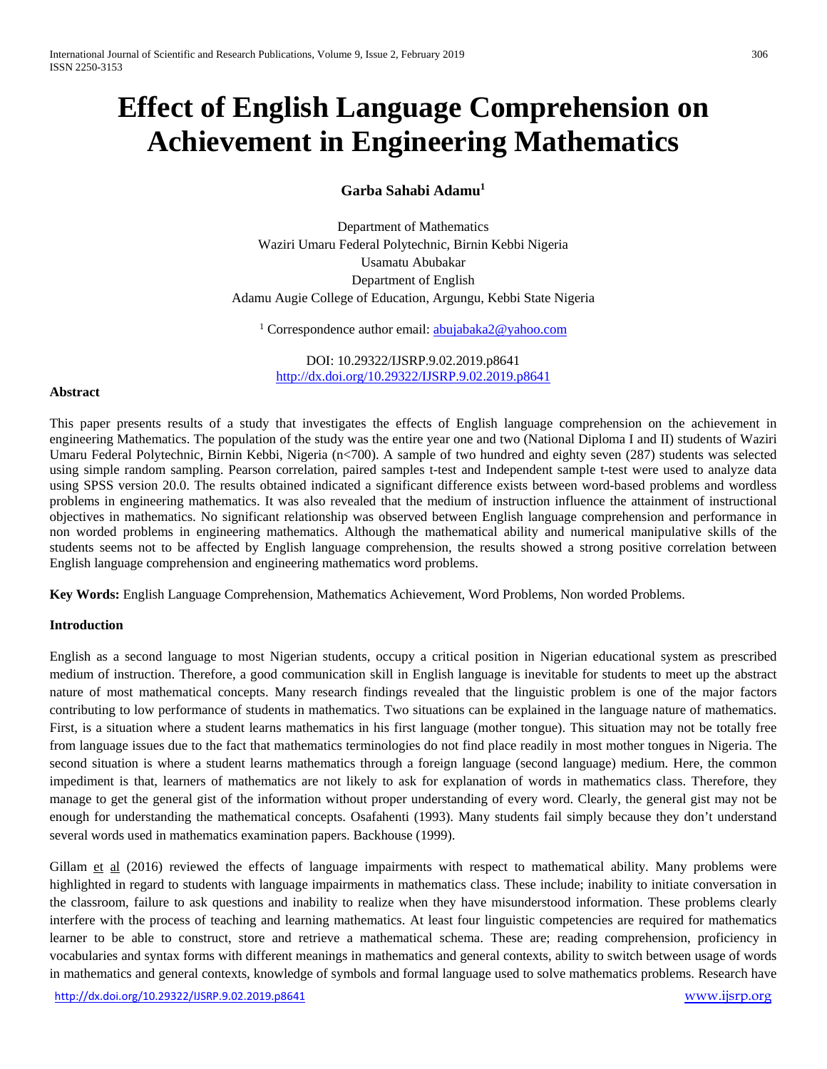# Effect of English Language Comprehension on Achievement in Engineering Mathematics

**Garba Sahabi Adamu[1]**

Department of Mathematics
Waziri Umaru Federal Polytechnic, Birnin Kebbi Nigeria
Usamatu Abubakar
Department of English
Adamu Augie College of Education, Argungu, Kebbi State Nigeria

[1] Correspondence author email: abujabaka2@yahoo.com

DOI: 10.29322/IJSRP.9.02.2019.p8641
http://dx.doi.org/10.29322/IJSRP.9.02.2019.p8641

**Abstract**

This paper presents results of a study that investigates the effects of English language comprehension on the achievement in engineering Mathematics. The population of the study was the entire year one and two (National Diploma I and II) students of Waziri Umaru Federal Polytechnic, Birnin Kebbi, Nigeria (n<700). A sample of two hundred and eighty seven (287) students was selected using simple random sampling. Pearson correlation, paired samples t-test and Independent sample t-test were used to analyze data using SPSS version 20.0. The results obtained indicated a significant difference exists between word-based problems and wordless problems in engineering mathematics. It was also revealed that the medium of instruction influence the attainment of instructional objectives in mathematics. No significant relationship was observed between English language comprehension and performance in non worded problems in engineering mathematics. Although the mathematical ability and numerical manipulative skills of the students seems not to be affected by English language comprehension, the results showed a strong positive correlation between English language comprehension and engineering mathematics word problems.

**Key Words:** English Language Comprehension, Mathematics Achievement, Word Problems, Non worded Problems.

**Introduction**

English as a second language to most Nigerian students, occupy a critical position in Nigerian educational system as prescribed medium of instruction. Therefore, a good communication skill in English language is inevitable for students to meet up the abstract nature of most mathematical concepts. Many research findings revealed that the linguistic problem is one of the major factors contributing to low performance of students in mathematics. Two situations can be explained in the language nature of mathematics. First, is a situation where a student learns mathematics in his first language (mother tongue). This situation may not be totally free from language issues due to the fact that mathematics terminologies do not find place readily in most mother tongues in Nigeria. The second situation is where a student learns mathematics through a foreign language (second language) medium. Here, the common impediment is that, learners of mathematics are not likely to ask for explanation of words in mathematics class. Therefore, they manage to get the general gist of the information without proper understanding of every word. Clearly, the general gist may not be enough for understanding the mathematical concepts. Osafahenti (1993). Many students fail simply because they don't understand several words used in mathematics examination papers. Backhouse (1999).

Gillam et al (2016) reviewed the effects of language impairments with respect to mathematical ability. Many problems were highlighted in regard to students with language impairments in mathematics class. These include; inability to initiate conversation in the classroom, failure to ask questions and inability to realize when they have misunderstood information. These problems clearly interfere with the process of teaching and learning mathematics. At least four linguistic competencies are required for mathematics learner to be able to construct, store and retrieve a mathematical schema. These are; reading comprehension, proficiency in vocabularies and syntax forms with different meanings in mathematics and general contexts, ability to switch between usage of words in mathematics and general contexts, knowledge of symbols and formal language used to solve mathematics problems. Research have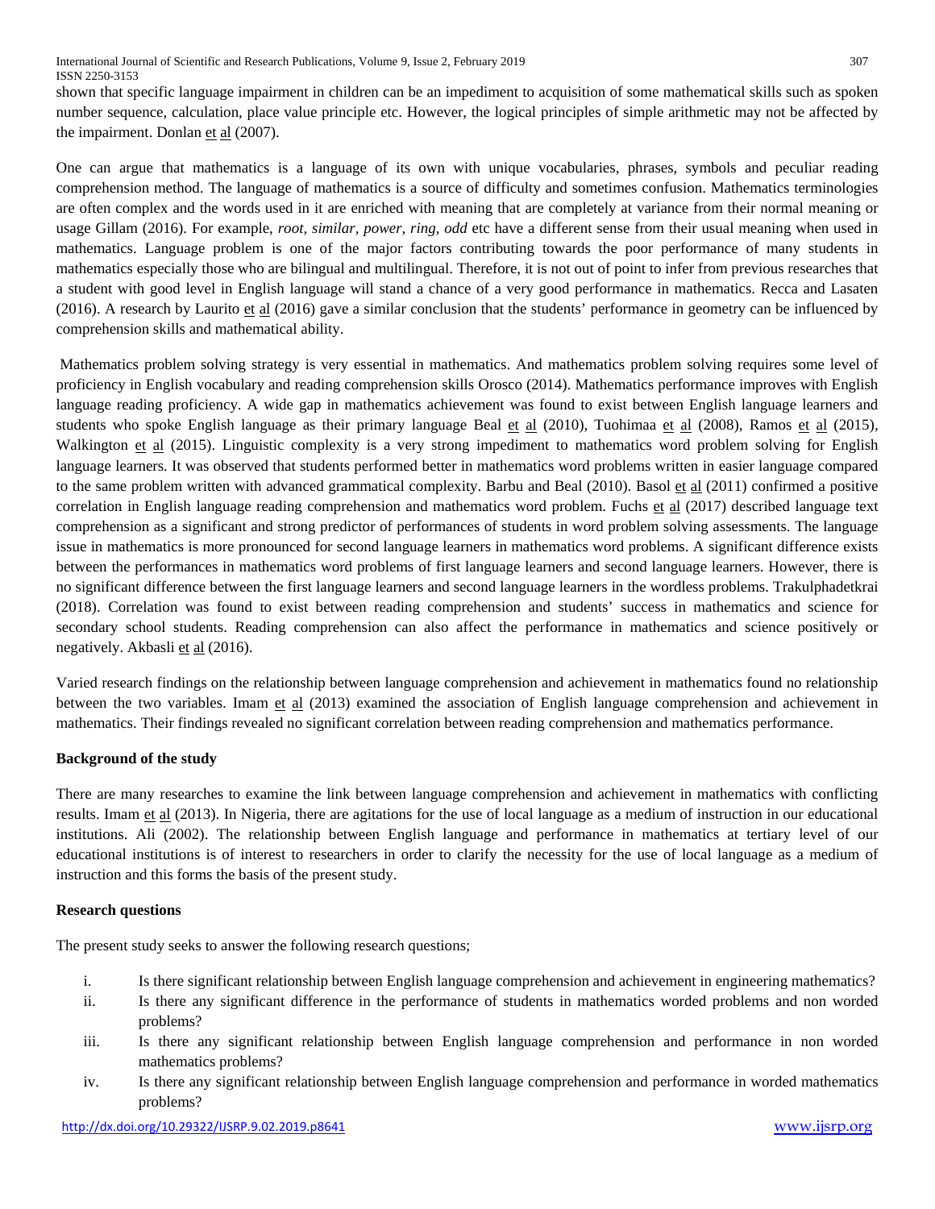shown that specific language impairment in children can be an impediment to acquisition of some mathematical skills such as spoken number sequence, calculation, place value principle etc. However, the logical principles of simple arithmetic may not be affected by the impairment. Donlan et al (2007).

One can argue that mathematics is a language of its own with unique vocabularies, phrases, symbols and peculiar reading comprehension method. The language of mathematics is a source of difficulty and sometimes confusion. Mathematics terminologies are often complex and the words used in it are enriched with meaning that are completely at variance from their normal meaning or usage Gillam (2016). For example, *root, similar, power, ring, odd* etc have a different sense from their usual meaning when used in mathematics. Language problem is one of the major factors contributing towards the poor performance of many students in mathematics especially those who are bilingual and multilingual. Therefore, it is not out of point to infer from previous researches that a student with good level in English language will stand a chance of a very good performance in mathematics. Recca and Lasaten (2016). A research by Laurito et al (2016) gave a similar conclusion that the students' performance in geometry can be influenced by comprehension skills and mathematical ability.

Mathematics problem solving strategy is very essential in mathematics. And mathematics problem solving requires some level of proficiency in English vocabulary and reading comprehension skills Orosco (2014). Mathematics performance improves with English language reading proficiency. A wide gap in mathematics achievement was found to exist between English language learners and students who spoke English language as their primary language Beal et al (2010), Tuohimaa et al (2008), Ramos et al (2015), Walkington et al (2015). Linguistic complexity is a very strong impediment to mathematics word problem solving for English language learners. It was observed that students performed better in mathematics word problems written in easier language compared to the same problem written with advanced grammatical complexity. Barbu and Beal (2010). Basol et al (2011) confirmed a positive correlation in English language reading comprehension and mathematics word problem. Fuchs et al (2017) described language text comprehension as a significant and strong predictor of performances of students in word problem solving assessments. The language issue in mathematics is more pronounced for second language learners in mathematics word problems. A significant difference exists between the performances in mathematics word problems of first language learners and second language learners. However, there is no significant difference between the first language learners and second language learners in the wordless problems. Trakulphadetkrai (2018). Correlation was found to exist between reading comprehension and students' success in mathematics and science for secondary school students. Reading comprehension can also affect the performance in mathematics and science positively or negatively. Akbasli et al (2016).

Varied research findings on the relationship between language comprehension and achievement in mathematics found no relationship between the two variables. Imam et al (2013) examined the association of English language comprehension and achievement in mathematics. Their findings revealed no significant correlation between reading comprehension and mathematics performance.

**Background of the study**

There are many researches to examine the link between language comprehension and achievement in mathematics with conflicting results. Imam et al (2013). In Nigeria, there are agitations for the use of local language as a medium of instruction in our educational institutions. Ali (2002). The relationship between English language and performance in mathematics at tertiary level of our educational institutions is of interest to researchers in order to clarify the necessity for the use of local language as a medium of instruction and this forms the basis of the present study.

**Research questions**

The present study seeks to answer the following research questions;

i. Is there significant relationship between English language comprehension and achievement in engineering mathematics?
ii. Is there any significant difference in the performance of students in mathematics worded problems and non worded problems?
iii. Is there any significant relationship between English language comprehension and performance in non worded mathematics problems?
iv. Is there any significant relationship between English language comprehension and performance in worded mathematics problems?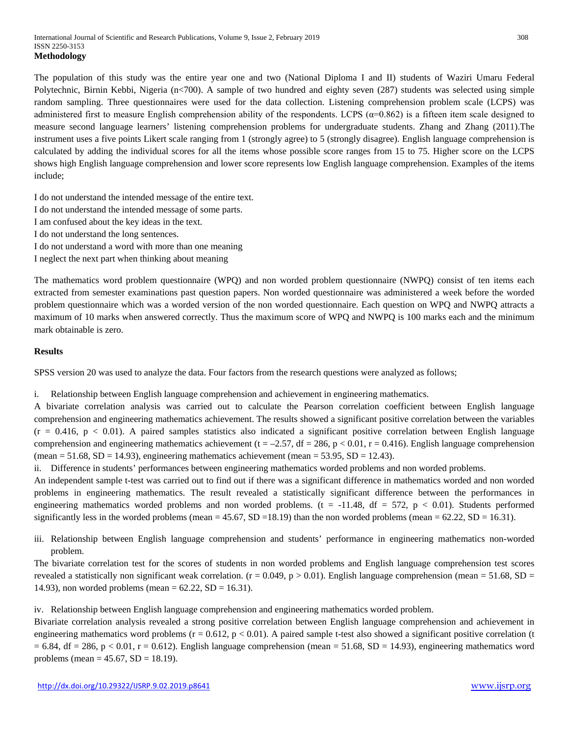## Methodology

The population of this study was the entire year one and two (National Diploma I and II) students of Waziri Umaru Federal Polytechnic, Birnin Kebbi, Nigeria (n<700). A sample of two hundred and eighty seven (287) students was selected using simple random sampling. Three questionnaires were used for the data collection. Listening comprehension problem scale (LCPS) was administered first to measure English comprehension ability of the respondents. LCPS ($\alpha$=0.862) is a fifteen item scale designed to measure second language learners' listening comprehension problems for undergraduate students. Zhang and Zhang (2011).The instrument uses a five points Likert scale ranging from 1 (strongly agree) to 5 (strongly disagree). English language comprehension is calculated by adding the individual scores for all the items whose possible score ranges from 15 to 75. Higher score on the LCPS shows high English language comprehension and lower score represents low English language comprehension. Examples of the items include;

I do not understand the intended message of the entire text.
I do not understand the intended message of some parts.
I am confused about the key ideas in the text.
I do not understand the long sentences.
I do not understand a word with more than one meaning
I neglect the next part when thinking about meaning

The mathematics word problem questionnaire (WPQ) and non worded problem questionnaire (NWPQ) consist of ten items each extracted from semester examinations past question papers. Non worded questionnaire was administered a week before the worded problem questionnaire which was a worded version of the non worded questionnaire. Each question on WPQ and NWPQ attracts a maximum of 10 marks when answered correctly. Thus the maximum score of WPQ and NWPQ is 100 marks each and the minimum mark obtainable is zero.

## Results

SPSS version 20 was used to analyze the data. Four factors from the research questions were analyzed as follows;

i. Relationship between English language comprehension and achievement in engineering mathematics.

A bivariate correlation analysis was carried out to calculate the Pearson correlation coefficient between English language comprehension and engineering mathematics achievement. The results showed a significant positive correlation between the variables ($r = 0.416$, $p < 0.01$). A paired samples statistics also indicated a significant positive correlation between English language comprehension and engineering mathematics achievement ($t = -2.57$, $df = 286$, $p < 0.01$, $r = 0.416$). English language comprehension (mean = 51.68, SD = 14.93), engineering mathematics achievement (mean = 53.95, SD = 12.43).

ii. Difference in students' performances between engineering mathematics worded problems and non worded problems.

An independent sample t-test was carried out to find out if there was a significant difference in mathematics worded and non worded problems in engineering mathematics. The result revealed a statistically significant difference between the performances in engineering mathematics worded problems and non worded problems. ($t = -11.48$, $df = 572$, $p < 0.01$). Students performed significantly less in the worded problems (mean = 45.67, SD =18.19) than the non worded problems (mean = 62.22, SD = 16.31).

iii. Relationship between English language comprehension and students' performance in engineering mathematics non-worded problem.

The bivariate correlation test for the scores of students in non worded problems and English language comprehension test scores revealed a statistically non significant weak correlation. ($r = 0.049$, $p > 0.01$). English language comprehension (mean = 51.68, SD = 14.93), non worded problems (mean = 62.22, SD = 16.31).

iv. Relationship between English language comprehension and engineering mathematics worded problem.

Bivariate correlation analysis revealed a strong positive correlation between English language comprehension and achievement in engineering mathematics word problems ($r = 0.612$, $p < 0.01$). A paired sample t-test also showed a significant positive correlation ($t = 6.84$, $df = 286$, $p < 0.01$, $r = 0.612$). English language comprehension (mean = 51.68, SD = 14.93), engineering mathematics word problems (mean = 45.67, SD = 18.19).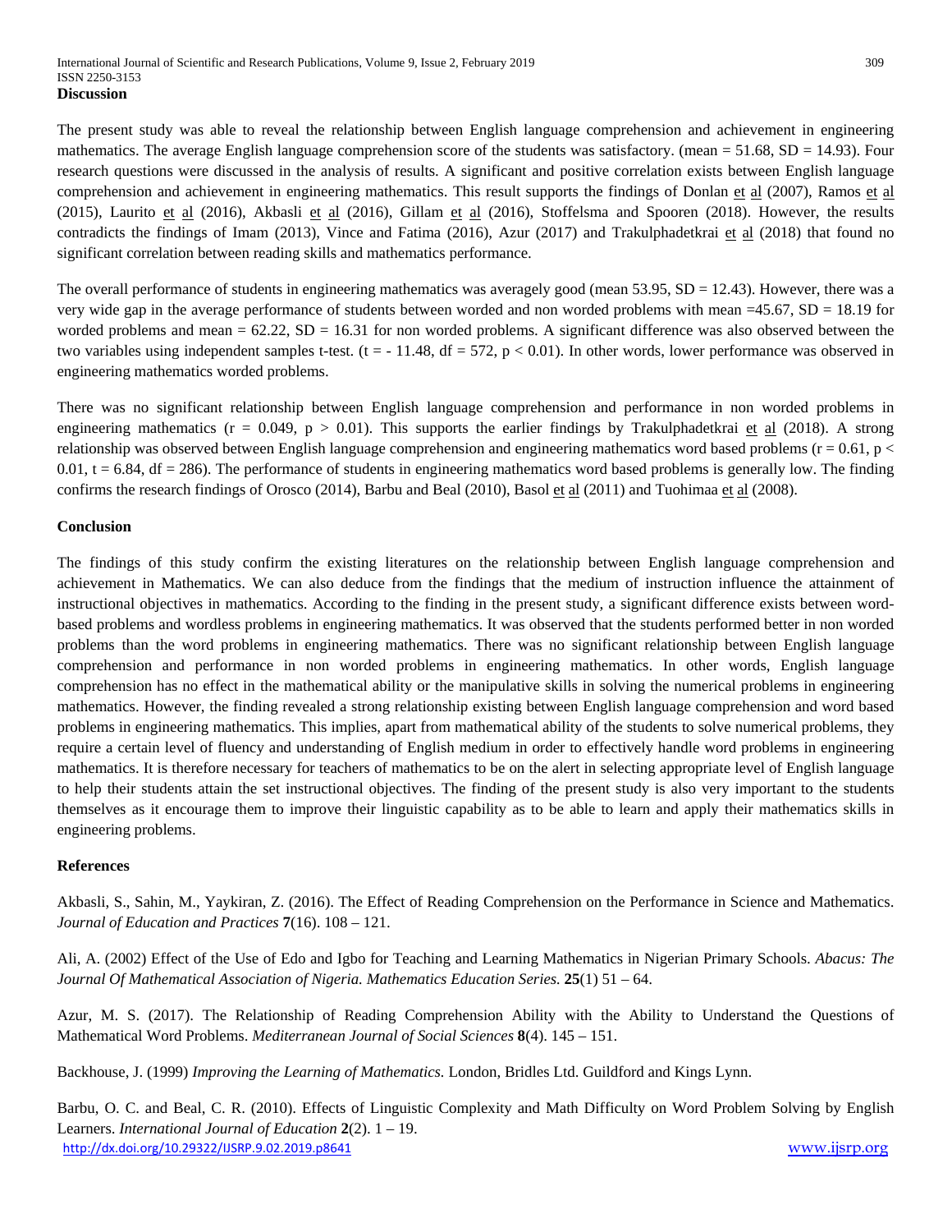**Discussion**

The present study was able to reveal the relationship between English language comprehension and achievement in engineering mathematics. The average English language comprehension score of the students was satisfactory. (mean = 51.68, SD = 14.93). Four research questions were discussed in the analysis of results. A significant and positive correlation exists between English language comprehension and achievement in engineering mathematics. This result supports the findings of Donlan et al (2007), Ramos et al (2015), Laurito et al (2016), Akbasli et al (2016), Gillam et al (2016), Stoffelsma and Spooren (2018). However, the results contradicts the findings of Imam (2013), Vince and Fatima (2016), Azur (2017) and Trakulphadetkrai et al (2018) that found no significant correlation between reading skills and mathematics performance.

The overall performance of students in engineering mathematics was averagely good (mean 53.95, SD = 12.43). However, there was a very wide gap in the average performance of students between worded and non worded problems with mean =45.67, SD = 18.19 for worded problems and mean = 62.22, SD = 16.31 for non worded problems. A significant difference was also observed between the two variables using independent samples t-test. ($t = -11.48$, $df = 572$, $p < 0.01$). In other words, lower performance was observed in engineering mathematics worded problems.

There was no significant relationship between English language comprehension and performance in non worded problems in engineering mathematics ($r = 0.049$, $p > 0.01$). This supports the earlier findings by Trakulphadetkrai et al (2018). A strong relationship was observed between English language comprehension and engineering mathematics word based problems ($r = 0.61$, $p < 0.01$, $t = 6.84$, $df = 286$). The performance of students in engineering mathematics word based problems is generally low. The finding confirms the research findings of Orosco (2014), Barbu and Beal (2010), Basol et al (2011) and Tuohimaa et al (2008).

**Conclusion**

The findings of this study confirm the existing literatures on the relationship between English language comprehension and achievement in Mathematics. We can also deduce from the findings that the medium of instruction influence the attainment of instructional objectives in mathematics. According to the finding in the present study, a significant difference exists between word-based problems and wordless problems in engineering mathematics. It was observed that the students performed better in non worded problems than the word problems in engineering mathematics. There was no significant relationship between English language comprehension and performance in non worded problems in engineering mathematics. In other words, English language comprehension has no effect in the mathematical ability or the manipulative skills in solving the numerical problems in engineering mathematics. However, the finding revealed a strong relationship existing between English language comprehension and word based problems in engineering mathematics. This implies, apart from mathematical ability of the students to solve numerical problems, they require a certain level of fluency and understanding of English medium in order to effectively handle word problems in engineering mathematics. It is therefore necessary for teachers of mathematics to be on the alert in selecting appropriate level of English language to help their students attain the set instructional objectives. The finding of the present study is also very important to the students themselves as it encourage them to improve their linguistic capability as to be able to learn and apply their mathematics skills in engineering problems.

**References**

Akbasli, S., Sahin, M., Yaykiran, Z. (2016). The Effect of Reading Comprehension on the Performance in Science and Mathematics. *Journal of Education and Practices* **7**(16). 108 – 121.

Ali, A. (2002) Effect of the Use of Edo and Igbo for Teaching and Learning Mathematics in Nigerian Primary Schools. *Abacus: The Journal Of Mathematical Association of Nigeria. Mathematics Education Series.* **25**(1) 51 – 64.

Azur, M. S. (2017). The Relationship of Reading Comprehension Ability with the Ability to Understand the Questions of Mathematical Word Problems. *Mediterranean Journal of Social Sciences* **8**(4). 145 – 151.

Backhouse, J. (1999) *Improving the Learning of Mathematics.* London, Bridles Ltd. Guildford and Kings Lynn.

Barbu, O. C. and Beal, C. R. (2010). Effects of Linguistic Complexity and Math Difficulty on Word Problem Solving by English Learners. *International Journal of Education* **2**(2). 1 – 19.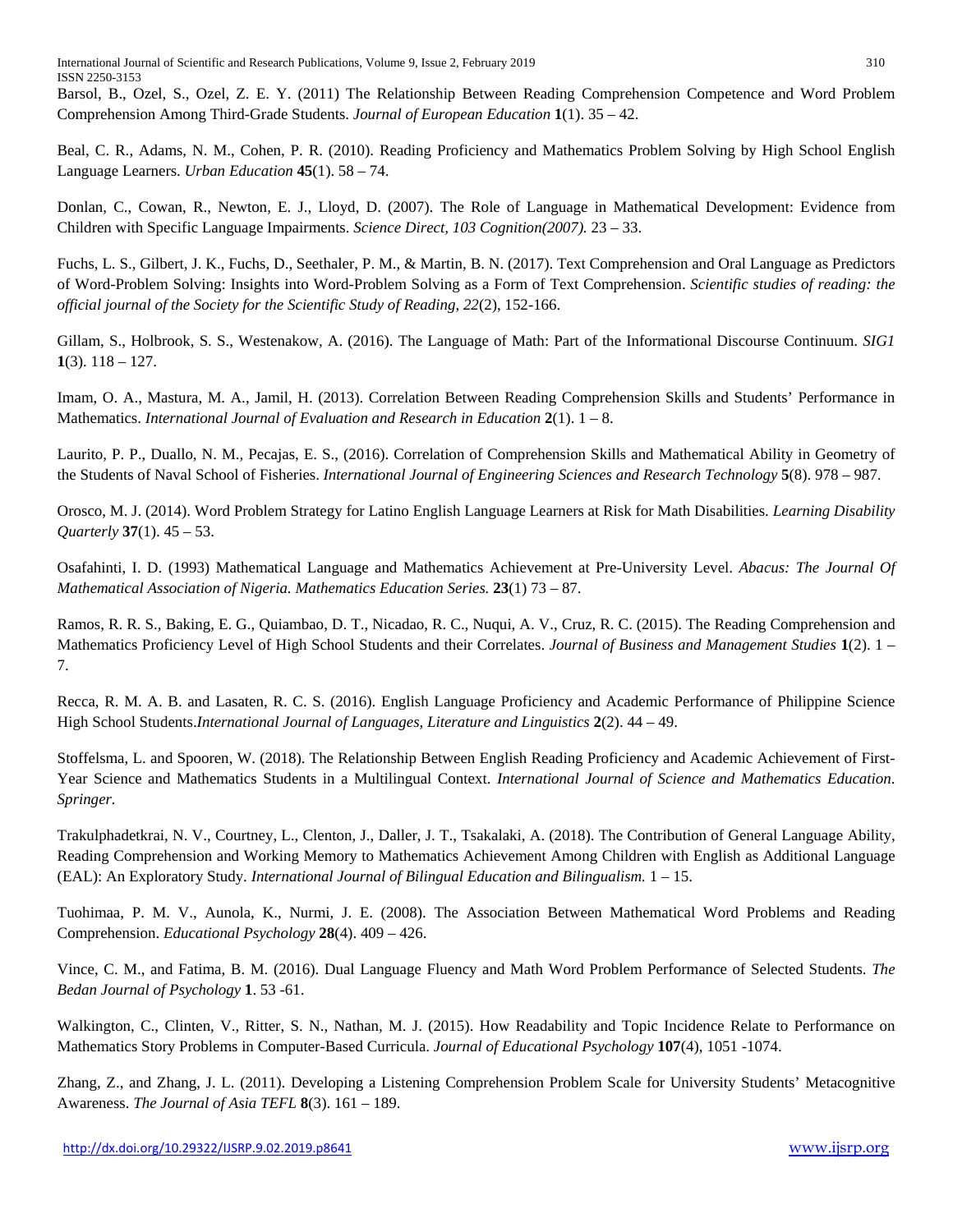Barsol, B., Ozel, S., Ozel, Z. E. Y. (2011) The Relationship Between Reading Comprehension Competence and Word Problem Comprehension Among Third-Grade Students. *Journal of European Education* **1**(1). 35 – 42.

Beal, C. R., Adams, N. M., Cohen, P. R. (2010). Reading Proficiency and Mathematics Problem Solving by High School English Language Learners. *Urban Education* **45**(1). 58 – 74.

Donlan, C., Cowan, R., Newton, E. J., Lloyd, D. (2007). The Role of Language in Mathematical Development: Evidence from Children with Specific Language Impairments. *Science Direct, 103 Cognition(2007).* 23 – 33.

Fuchs, L. S., Gilbert, J. K., Fuchs, D., Seethaler, P. M., & Martin, B. N. (2017). Text Comprehension and Oral Language as Predictors of Word-Problem Solving: Insights into Word-Problem Solving as a Form of Text Comprehension. *Scientific studies of reading: the official journal of the Society for the Scientific Study of Reading, 22*(2), 152-166.

Gillam, S., Holbrook, S. S., Westenakow, A. (2016). The Language of Math: Part of the Informational Discourse Continuum. *SIG1* **1**(3). 118 – 127.

Imam, O. A., Mastura, M. A., Jamil, H. (2013). Correlation Between Reading Comprehension Skills and Students' Performance in Mathematics. *International Journal of Evaluation and Research in Education* **2**(1). 1 – 8.

Laurito, P. P., Duallo, N. M., Pecajas, E. S., (2016). Correlation of Comprehension Skills and Mathematical Ability in Geometry of the Students of Naval School of Fisheries. *International Journal of Engineering Sciences and Research Technology* **5**(8). 978 – 987.

Orosco, M. J. (2014). Word Problem Strategy for Latino English Language Learners at Risk for Math Disabilities. *Learning Disability Quarterly* **37**(1). 45 – 53.

Osafahinti, I. D. (1993) Mathematical Language and Mathematics Achievement at Pre-University Level. *Abacus: The Journal Of Mathematical Association of Nigeria. Mathematics Education Series.* **23**(1) 73 – 87.

Ramos, R. R. S., Baking, E. G., Quiambao, D. T., Nicadao, R. C., Nuqui, A. V., Cruz, R. C. (2015). The Reading Comprehension and Mathematics Proficiency Level of High School Students and their Correlates. *Journal of Business and Management Studies* **1**(2). 1 – 7.

Recca, R. M. A. B. and Lasaten, R. C. S. (2016). English Language Proficiency and Academic Performance of Philippine Science High School Students.*International Journal of Languages, Literature and Linguistics* **2**(2). 44 – 49.

Stoffelsma, L. and Spooren, W. (2018). The Relationship Between English Reading Proficiency and Academic Achievement of First-Year Science and Mathematics Students in a Multilingual Context. *International Journal of Science and Mathematics Education*. *Springer*.

Trakulphadetkrai, N. V., Courtney, L., Clenton, J., Daller, J. T., Tsakalaki, A. (2018). The Contribution of General Language Ability, Reading Comprehension and Working Memory to Mathematics Achievement Among Children with English as Additional Language (EAL): An Exploratory Study. *International Journal of Bilingual Education and Bilingualism.* 1 – 15.

Tuohimaa, P. M. V., Aunola, K., Nurmi, J. E. (2008). The Association Between Mathematical Word Problems and Reading Comprehension. *Educational Psychology* **28**(4). 409 – 426.

Vince, C. M., and Fatima, B. M. (2016). Dual Language Fluency and Math Word Problem Performance of Selected Students. *The Bedan Journal of Psychology* **1**. 53 -61.

Walkington, C., Clinten, V., Ritter, S. N., Nathan, M. J. (2015). How Readability and Topic Incidence Relate to Performance on Mathematics Story Problems in Computer-Based Curricula. *Journal of Educational Psychology* **107**(4), 1051 -1074.

Zhang, Z., and Zhang, J. L. (2011). Developing a Listening Comprehension Problem Scale for University Students' Metacognitive Awareness. *The Journal of Asia TEFL* **8**(3). 161 – 189.